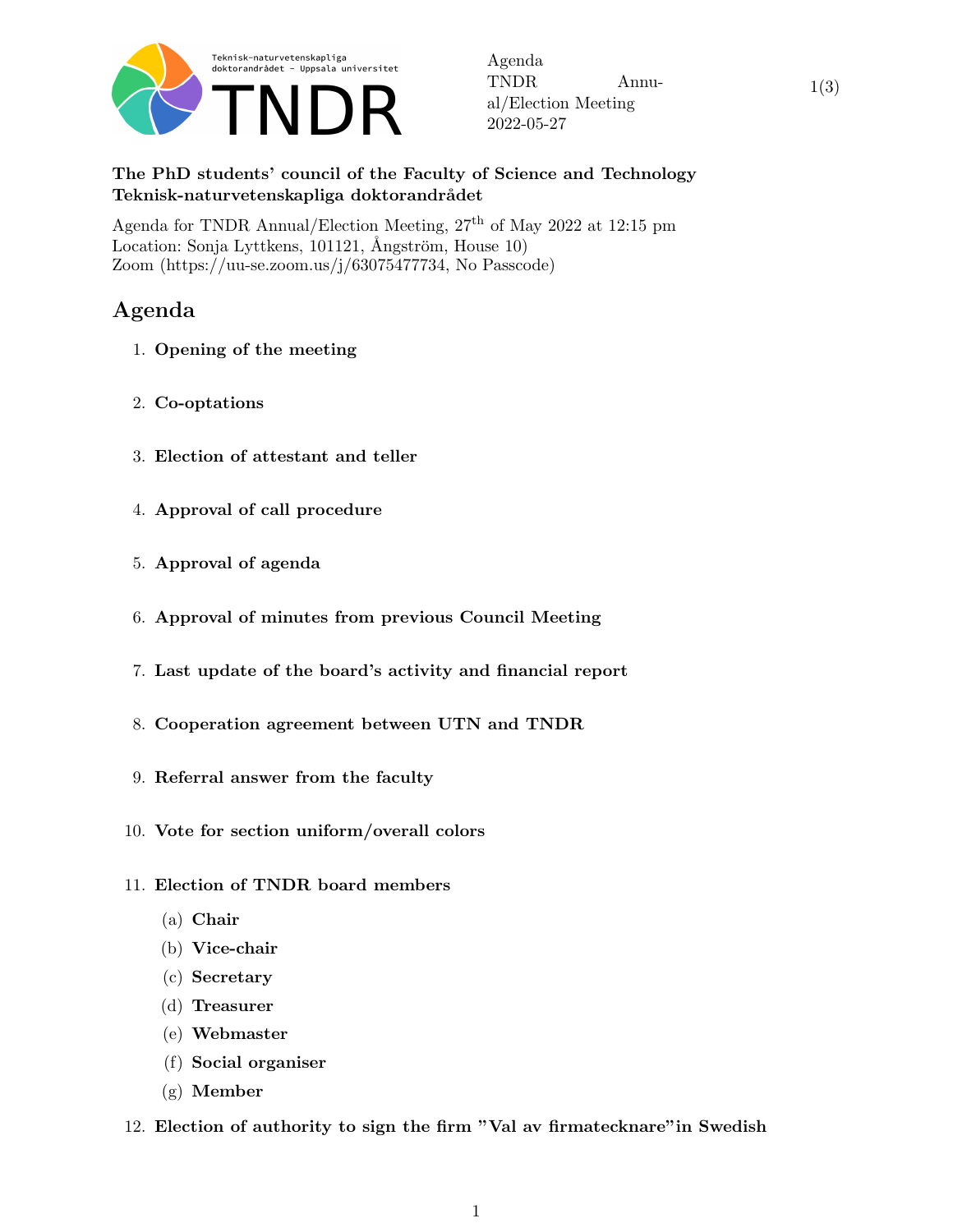**The PhD students' council of the Faculty of Science and Technology**
**Teknisk-naturvetenskapliga doktorandrådet**

Agenda for TNDR Annual/Election Meeting, 27th of May 2022 at 12:15 pm
Location: Sonja Lyttkens, 101121, Ångström, House 10)
Zoom (https://uu-se.zoom.us/j/63075477734, No Passcode)

## Agenda

1. **Opening of the meeting**
2. **Co-optations**
3. **Election of attestant and teller**
4. **Approval of call procedure**
5. **Approval of agenda**
6. **Approval of minutes from previous Council Meeting**
7. **Last update of the board's activity and financial report**
8. **Cooperation agreement between UTN and TNDR**
9. **Referral answer from the faculty**
10. **Vote for section uniform/overall colors**
11. **Election of TNDR board members**
    (a) **Chair**
    (b) **Vice-chair**
    (c) **Secretary**
    (d) **Treasurer**
    (e) **Webmaster**
    (f) **Social organiser**
    (g) **Member**
12. **Election of authority to sign the firm "Val av firmatecknare" in Swedish**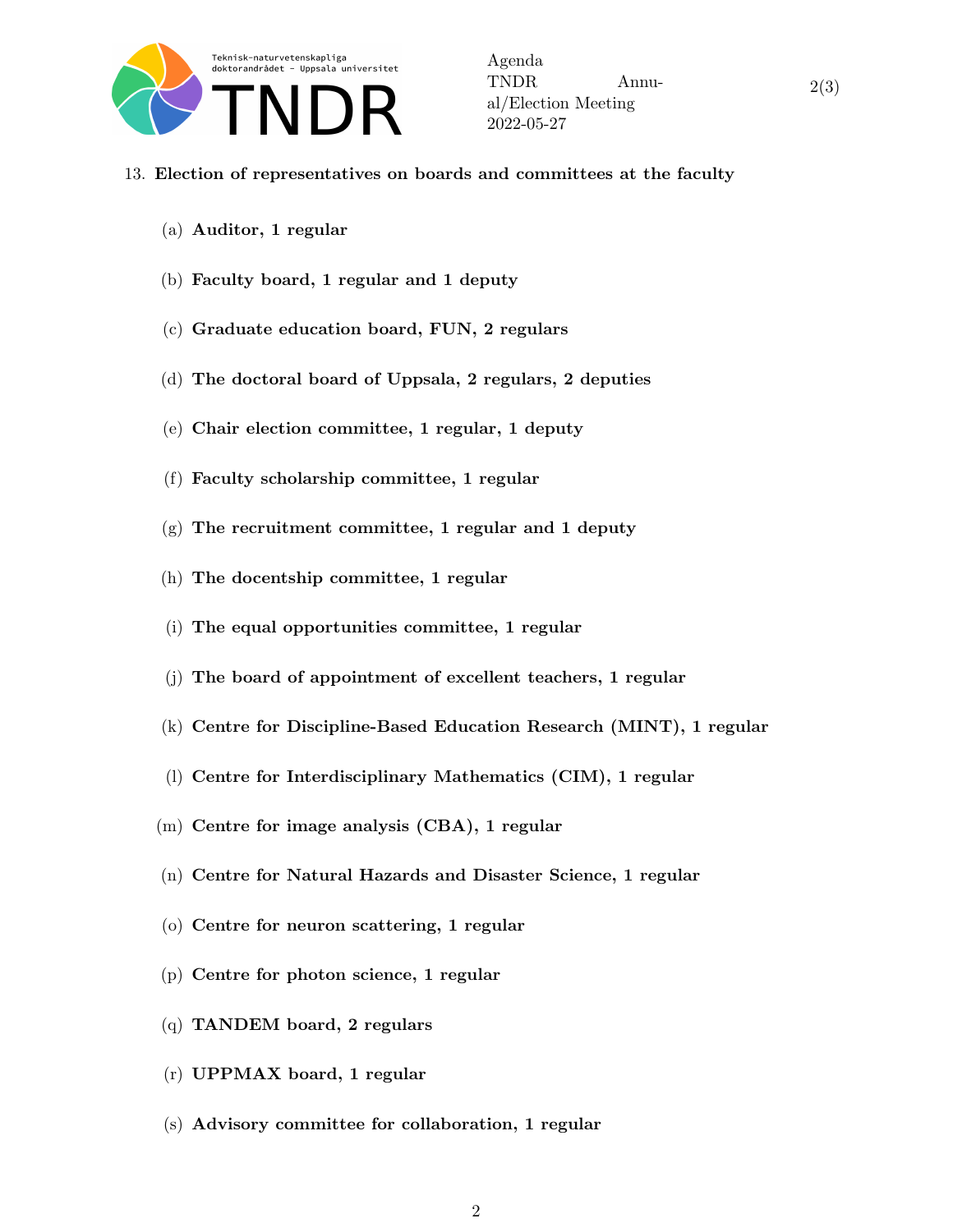13. **Election of representatives on boards and committees at the faculty**

    (a) **Auditor, 1 regular**

    (b) **Faculty board, 1 regular and 1 deputy**

    (c) **Graduate education board, FUN, 2 regulars**

    (d) **The doctoral board of Uppsala, 2 regulars, 2 deputies**

    (e) **Chair election committee, 1 regular, 1 deputy**

    (f) **Faculty scholarship committee, 1 regular**

    (g) **The recruitment committee, 1 regular and 1 deputy**

    (h) **The docentship committee, 1 regular**

    (i) **The equal opportunities committee, 1 regular**

    (j) **The board of appointment of excellent teachers, 1 regular**

    (k) **Centre for Discipline-Based Education Research (MINT), 1 regular**

    (l) **Centre for Interdisciplinary Mathematics (CIM), 1 regular**

    (m) **Centre for image analysis (CBA), 1 regular**

    (n) **Centre for Natural Hazards and Disaster Science, 1 regular**

    (o) **Centre for neuron scattering, 1 regular**

    (p) **Centre for photon science, 1 regular**

    (q) **TANDEM board, 2 regulars**

    (r) **UPPMAX board, 1 regular**

    (s) **Advisory committee for collaboration, 1 regular**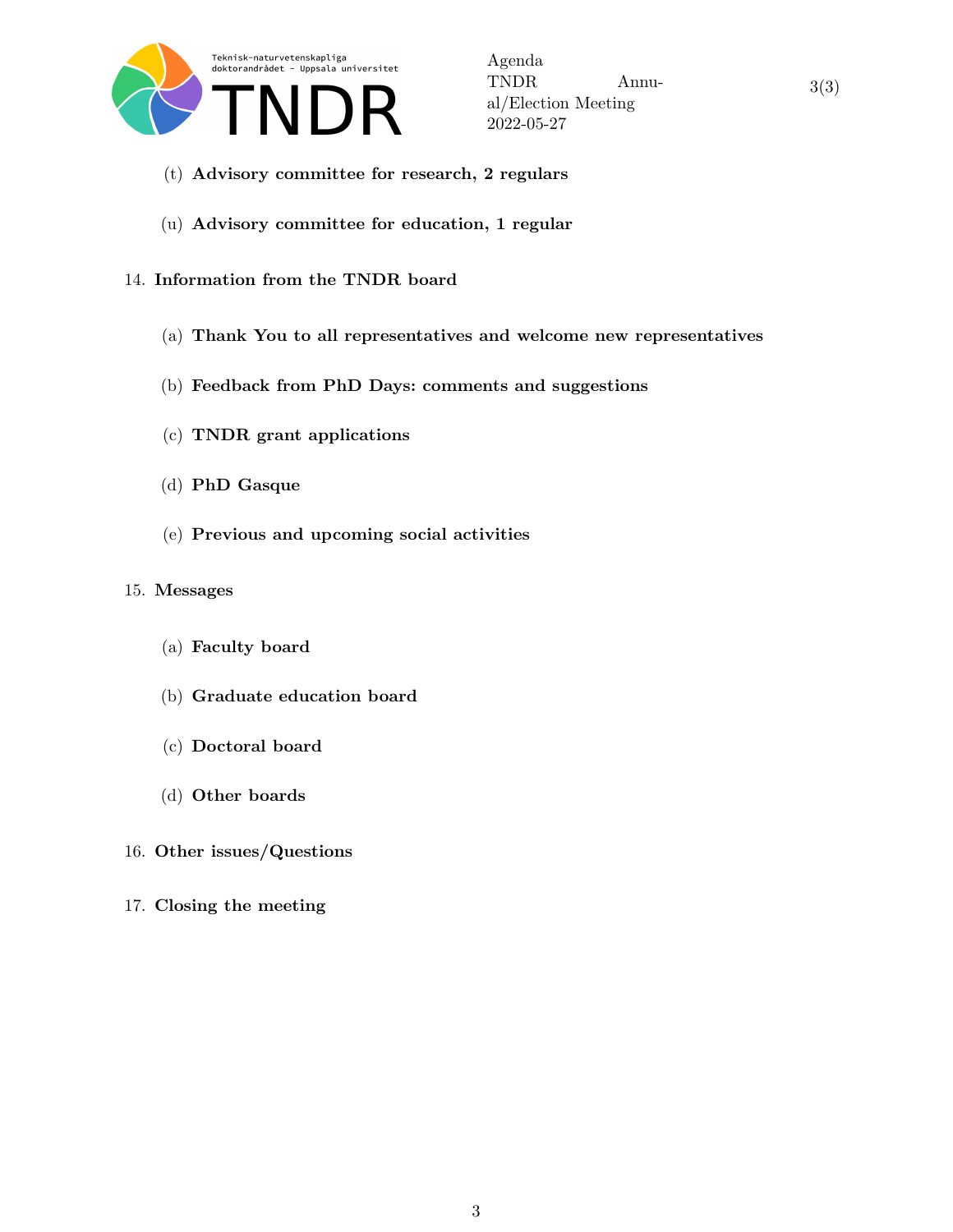(t) **Advisory committee for research, 2 regulars**

(u) **Advisory committee for education, 1 regular**

14. **Information from the TNDR board**

    (a) **Thank You to all representatives and welcome new representatives**

    (b) **Feedback from PhD Days: comments and suggestions**

    (c) **TNDR grant applications**

    (d) **PhD Gasque**

    (e) **Previous and upcoming social activities**

15. **Messages**

    (a) **Faculty board**

    (b) **Graduate education board**

    (c) **Doctoral board**

    (d) **Other boards**

16. **Other issues/Questions**

17. **Closing the meeting**